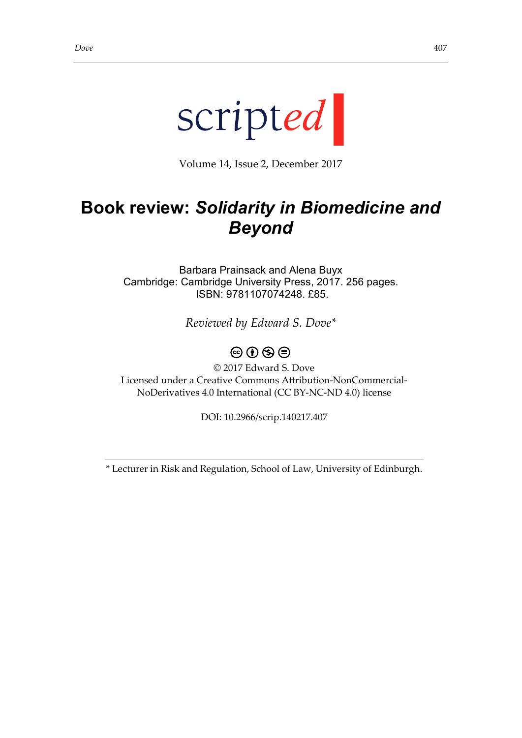scripted

Volume 14, Issue 2, December 2017

# Book review: *Solidarity in Biomedicine and Beyond*

Barbara Prainsack and Alena Buyx
Cambridge: Cambridge University Press, 2017. 256 pages.
ISBN: 9781107074248. £85.

*Reviewed by Edward S. Dove**

© 2017 Edward S. Dove
Licensed under a Creative Commons Attribution-NonCommercial-NoDerivatives 4.0 International (CC BY-NC-ND 4.0) license

DOI: 10.2966/scrip.140217.407

---

* Lecturer in Risk and Regulation, School of Law, University of Edinburgh.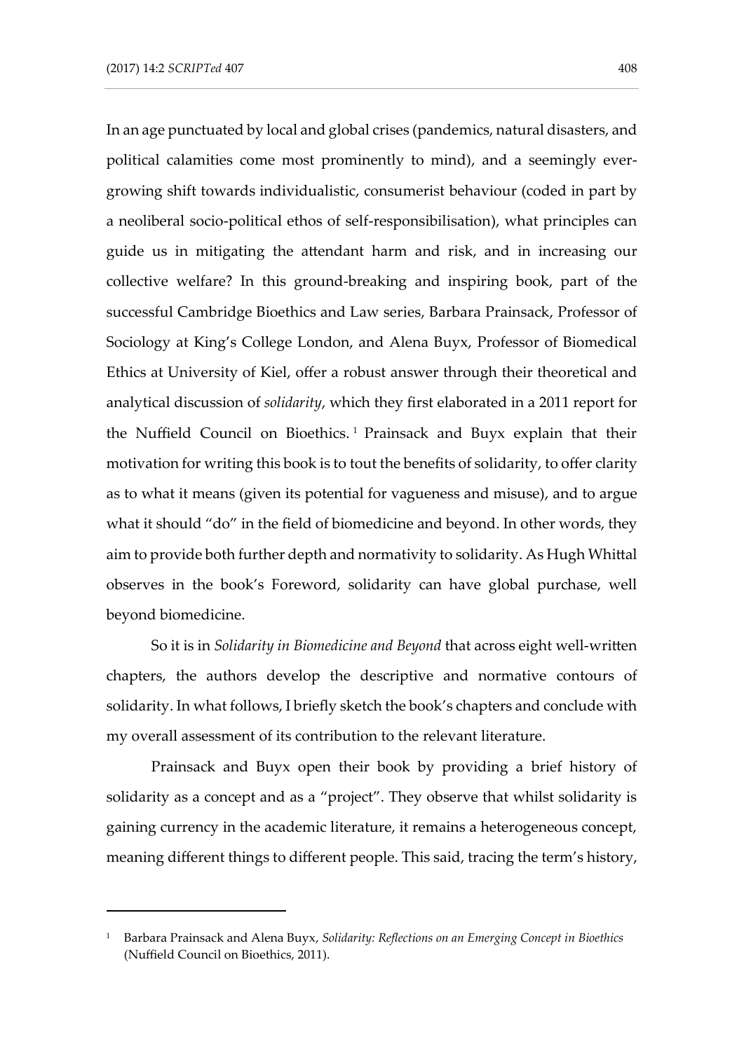In an age punctuated by local and global crises (pandemics, natural disasters, and political calamities come most prominently to mind), and a seemingly ever-growing shift towards individualistic, consumerist behaviour (coded in part by a neoliberal socio-political ethos of self-responsibilisation), what principles can guide us in mitigating the attendant harm and risk, and in increasing our collective welfare? In this ground-breaking and inspiring book, part of the successful Cambridge Bioethics and Law series, Barbara Prainsack, Professor of Sociology at King's College London, and Alena Buyx, Professor of Biomedical Ethics at University of Kiel, offer a robust answer through their theoretical and analytical discussion of *solidarity*, which they first elaborated in a 2011 report for the Nuffield Council on Bioethics.[1] Prainsack and Buyx explain that their motivation for writing this book is to tout the benefits of solidarity, to offer clarity as to what it means (given its potential for vagueness and misuse), and to argue what it should "do" in the field of biomedicine and beyond. In other words, they aim to provide both further depth and normativity to solidarity. As Hugh Whittal observes in the book's Foreword, solidarity can have global purchase, well beyond biomedicine.

So it is in *Solidarity in Biomedicine and Beyond* that across eight well-written chapters, the authors develop the descriptive and normative contours of solidarity. In what follows, I briefly sketch the book's chapters and conclude with my overall assessment of its contribution to the relevant literature.

Prainsack and Buyx open their book by providing a brief history of solidarity as a concept and as a "project". They observe that whilst solidarity is gaining currency in the academic literature, it remains a heterogeneous concept, meaning different things to different people. This said, tracing the term's history,

[1] Barbara Prainsack and Alena Buyx, *Solidarity: Reflections on an Emerging Concept in Bioethics* (Nuffield Council on Bioethics, 2011).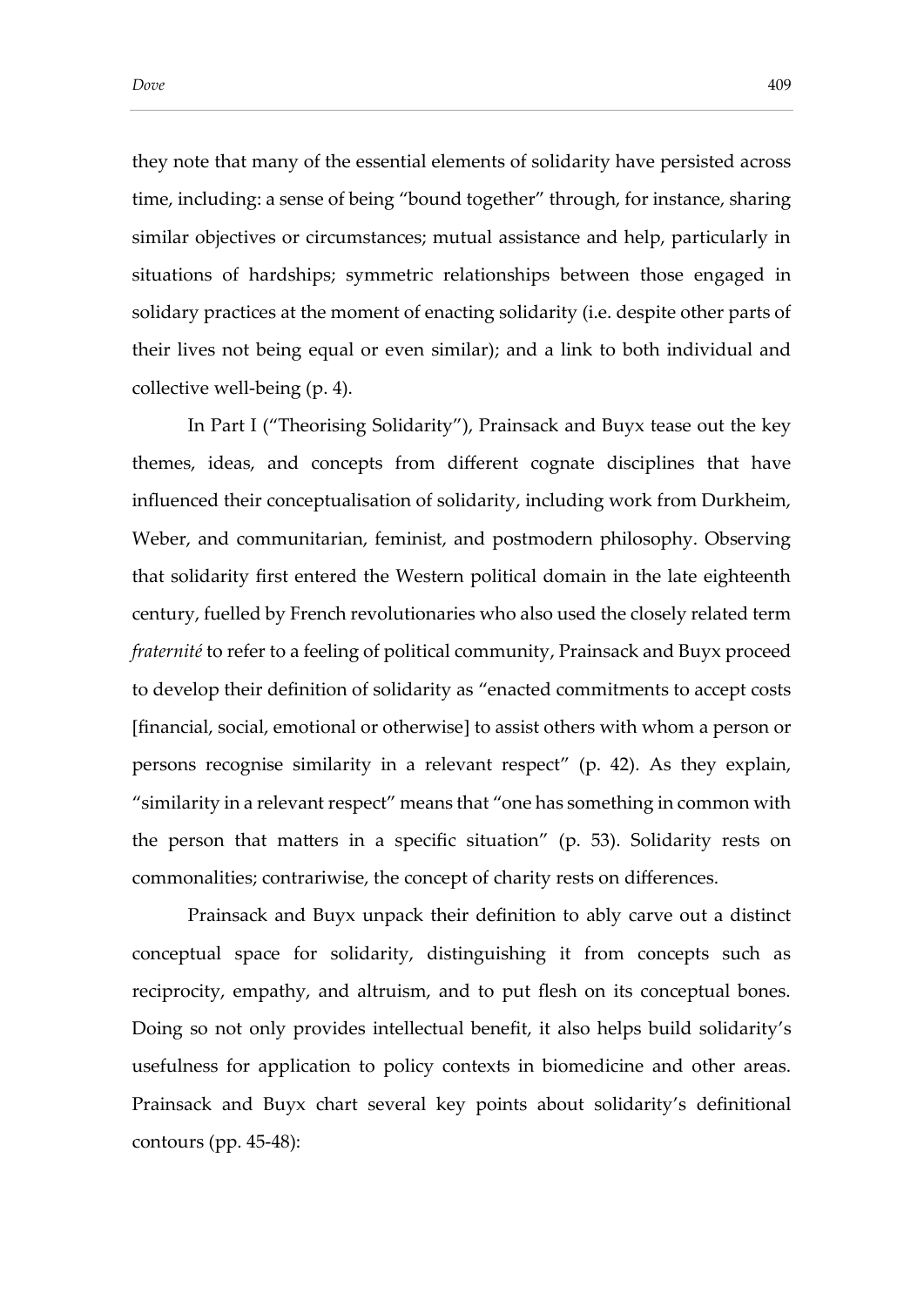they note that many of the essential elements of solidarity have persisted across time, including: a sense of being "bound together" through, for instance, sharing similar objectives or circumstances; mutual assistance and help, particularly in situations of hardships; symmetric relationships between those engaged in solidary practices at the moment of enacting solidarity (i.e. despite other parts of their lives not being equal or even similar); and a link to both individual and collective well-being (p. 4).

In Part I ("Theorising Solidarity"), Prainsack and Buyx tease out the key themes, ideas, and concepts from different cognate disciplines that have influenced their conceptualisation of solidarity, including work from Durkheim, Weber, and communitarian, feminist, and postmodern philosophy. Observing that solidarity first entered the Western political domain in the late eighteenth century, fuelled by French revolutionaries who also used the closely related term *fraternité* to refer to a feeling of political community, Prainsack and Buyx proceed to develop their definition of solidarity as "enacted commitments to accept costs [financial, social, emotional or otherwise] to assist others with whom a person or persons recognise similarity in a relevant respect" (p. 42). As they explain, "similarity in a relevant respect" means that "one has something in common with the person that matters in a specific situation" (p. 53). Solidarity rests on commonalities; contrariwise, the concept of charity rests on differences.

Prainsack and Buyx unpack their definition to ably carve out a distinct conceptual space for solidarity, distinguishing it from concepts such as reciprocity, empathy, and altruism, and to put flesh on its conceptual bones. Doing so not only provides intellectual benefit, it also helps build solidarity's usefulness for application to policy contexts in biomedicine and other areas. Prainsack and Buyx chart several key points about solidarity's definitional contours (pp. 45-48):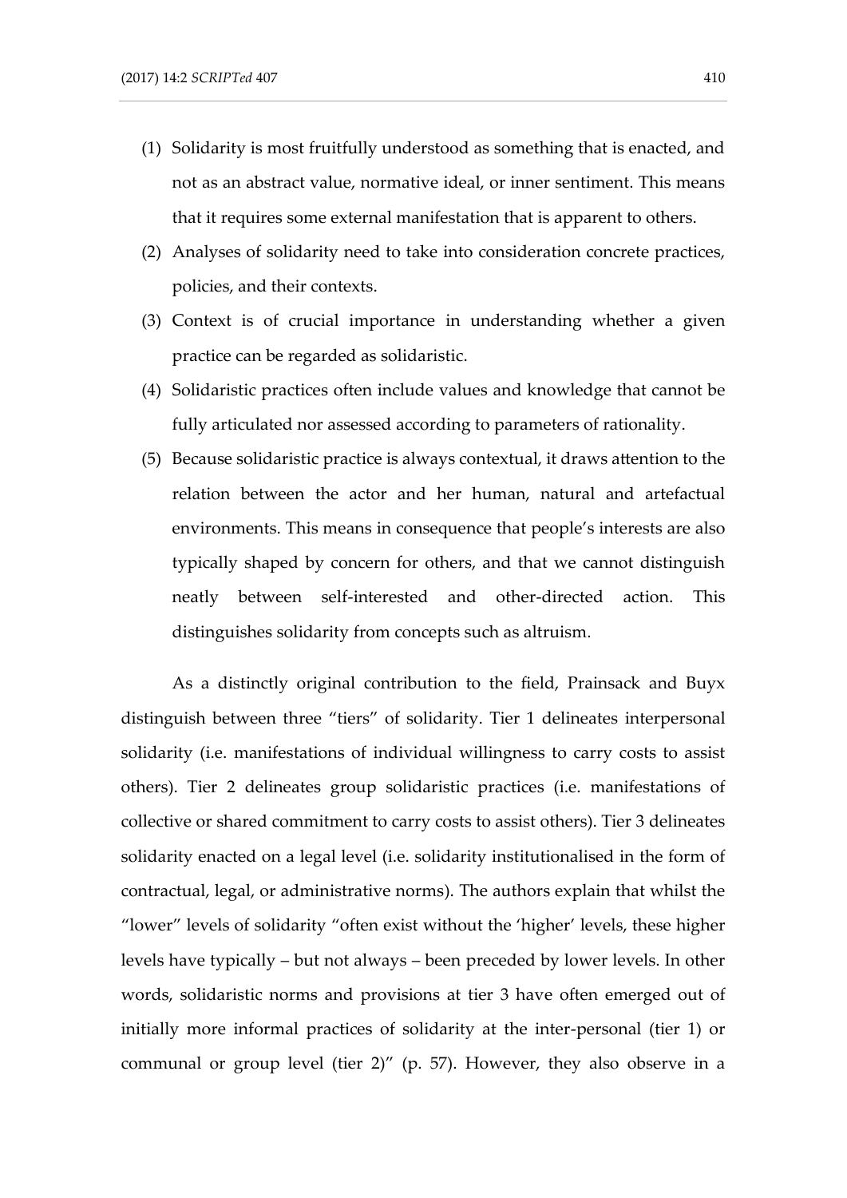(1) Solidarity is most fruitfully understood as something that is enacted, and not as an abstract value, normative ideal, or inner sentiment. This means that it requires some external manifestation that is apparent to others.

(2) Analyses of solidarity need to take into consideration concrete practices, policies, and their contexts.

(3) Context is of crucial importance in understanding whether a given practice can be regarded as solidaristic.

(4) Solidaristic practices often include values and knowledge that cannot be fully articulated nor assessed according to parameters of rationality.

(5) Because solidaristic practice is always contextual, it draws attention to the relation between the actor and her human, natural and artefactual environments. This means in consequence that people's interests are also typically shaped by concern for others, and that we cannot distinguish neatly between self-interested and other-directed action. This distinguishes solidarity from concepts such as altruism.

As a distinctly original contribution to the field, Prainsack and Buyx distinguish between three "tiers" of solidarity. Tier 1 delineates interpersonal solidarity (i.e. manifestations of individual willingness to carry costs to assist others). Tier 2 delineates group solidaristic practices (i.e. manifestations of collective or shared commitment to carry costs to assist others). Tier 3 delineates solidarity enacted on a legal level (i.e. solidarity institutionalised in the form of contractual, legal, or administrative norms). The authors explain that whilst the "lower" levels of solidarity "often exist without the 'higher' levels, these higher levels have typically – but not always – been preceded by lower levels. In other words, solidaristic norms and provisions at tier 3 have often emerged out of initially more informal practices of solidarity at the inter-personal (tier 1) or communal or group level (tier 2)" (p. 57). However, they also observe in a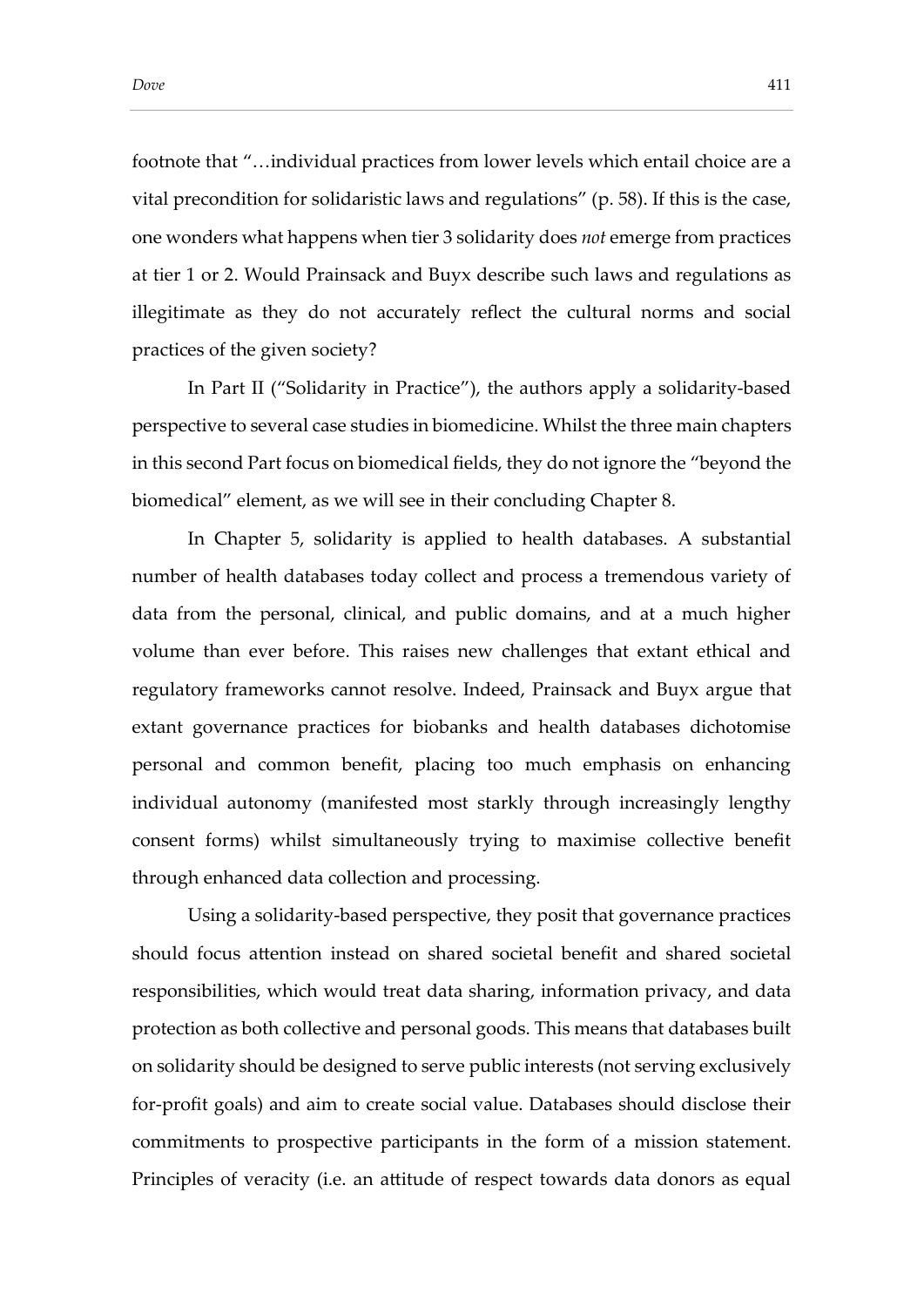footnote that "…individual practices from lower levels which entail choice are a vital precondition for solidaristic laws and regulations" (p. 58). If this is the case, one wonders what happens when tier 3 solidarity does *not* emerge from practices at tier 1 or 2. Would Prainsack and Buyx describe such laws and regulations as illegitimate as they do not accurately reflect the cultural norms and social practices of the given society?

In Part II ("Solidarity in Practice"), the authors apply a solidarity-based perspective to several case studies in biomedicine. Whilst the three main chapters in this second Part focus on biomedical fields, they do not ignore the "beyond the biomedical" element, as we will see in their concluding Chapter 8.

In Chapter 5, solidarity is applied to health databases. A substantial number of health databases today collect and process a tremendous variety of data from the personal, clinical, and public domains, and at a much higher volume than ever before. This raises new challenges that extant ethical and regulatory frameworks cannot resolve. Indeed, Prainsack and Buyx argue that extant governance practices for biobanks and health databases dichotomise personal and common benefit, placing too much emphasis on enhancing individual autonomy (manifested most starkly through increasingly lengthy consent forms) whilst simultaneously trying to maximise collective benefit through enhanced data collection and processing.

Using a solidarity-based perspective, they posit that governance practices should focus attention instead on shared societal benefit and shared societal responsibilities, which would treat data sharing, information privacy, and data protection as both collective and personal goods. This means that databases built on solidarity should be designed to serve public interests (not serving exclusively for-profit goals) and aim to create social value. Databases should disclose their commitments to prospective participants in the form of a mission statement. Principles of veracity (i.e. an attitude of respect towards data donors as equal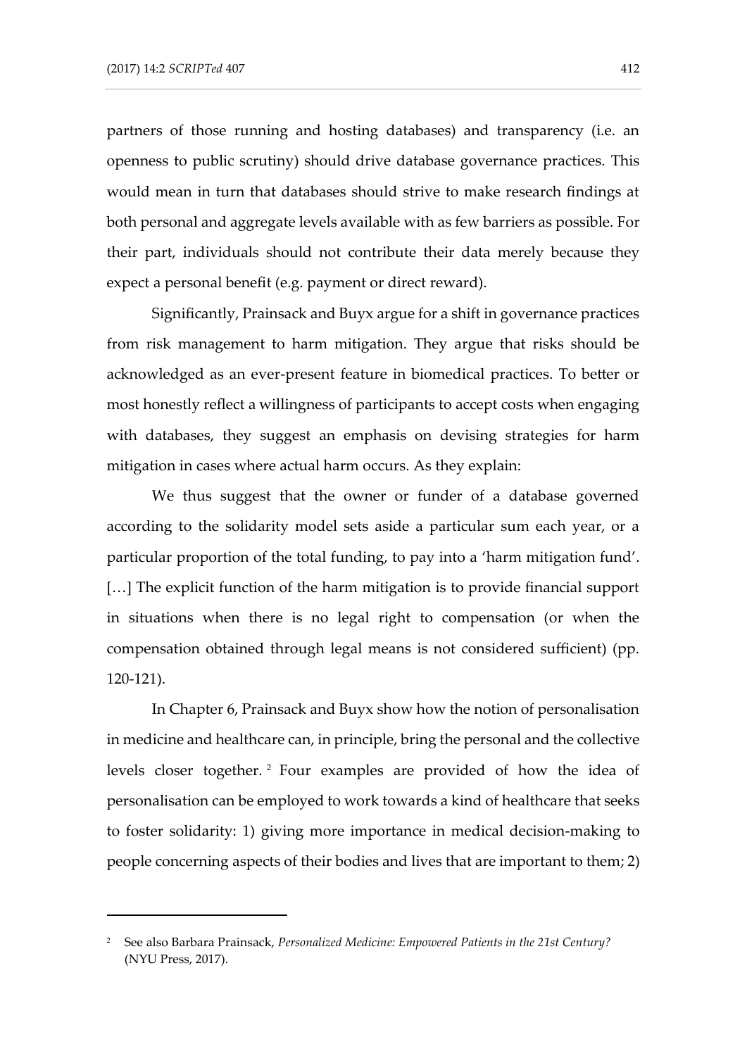partners of those running and hosting databases) and transparency (i.e. an openness to public scrutiny) should drive database governance practices. This would mean in turn that databases should strive to make research findings at both personal and aggregate levels available with as few barriers as possible. For their part, individuals should not contribute their data merely because they expect a personal benefit (e.g. payment or direct reward).

Significantly, Prainsack and Buyx argue for a shift in governance practices from risk management to harm mitigation. They argue that risks should be acknowledged as an ever-present feature in biomedical practices. To better or most honestly reflect a willingness of participants to accept costs when engaging with databases, they suggest an emphasis on devising strategies for harm mitigation in cases where actual harm occurs. As they explain:

> We thus suggest that the owner or funder of a database governed according to the solidarity model sets aside a particular sum each year, or a particular proportion of the total funding, to pay into a 'harm mitigation fund'. […] The explicit function of the harm mitigation is to provide financial support in situations when there is no legal right to compensation (or when the compensation obtained through legal means is not considered sufficient) (pp. 120-121).

In Chapter 6, Prainsack and Buyx show how the notion of personalisation in medicine and healthcare can, in principle, bring the personal and the collective levels closer together.[2] Four examples are provided of how the idea of personalisation can be employed to work towards a kind of healthcare that seeks to foster solidarity: 1) giving more importance in medical decision-making to people concerning aspects of their bodies and lives that are important to them; 2)

---

[2] See also Barbara Prainsack, *Personalized Medicine: Empowered Patients in the 21st Century?* (NYU Press, 2017).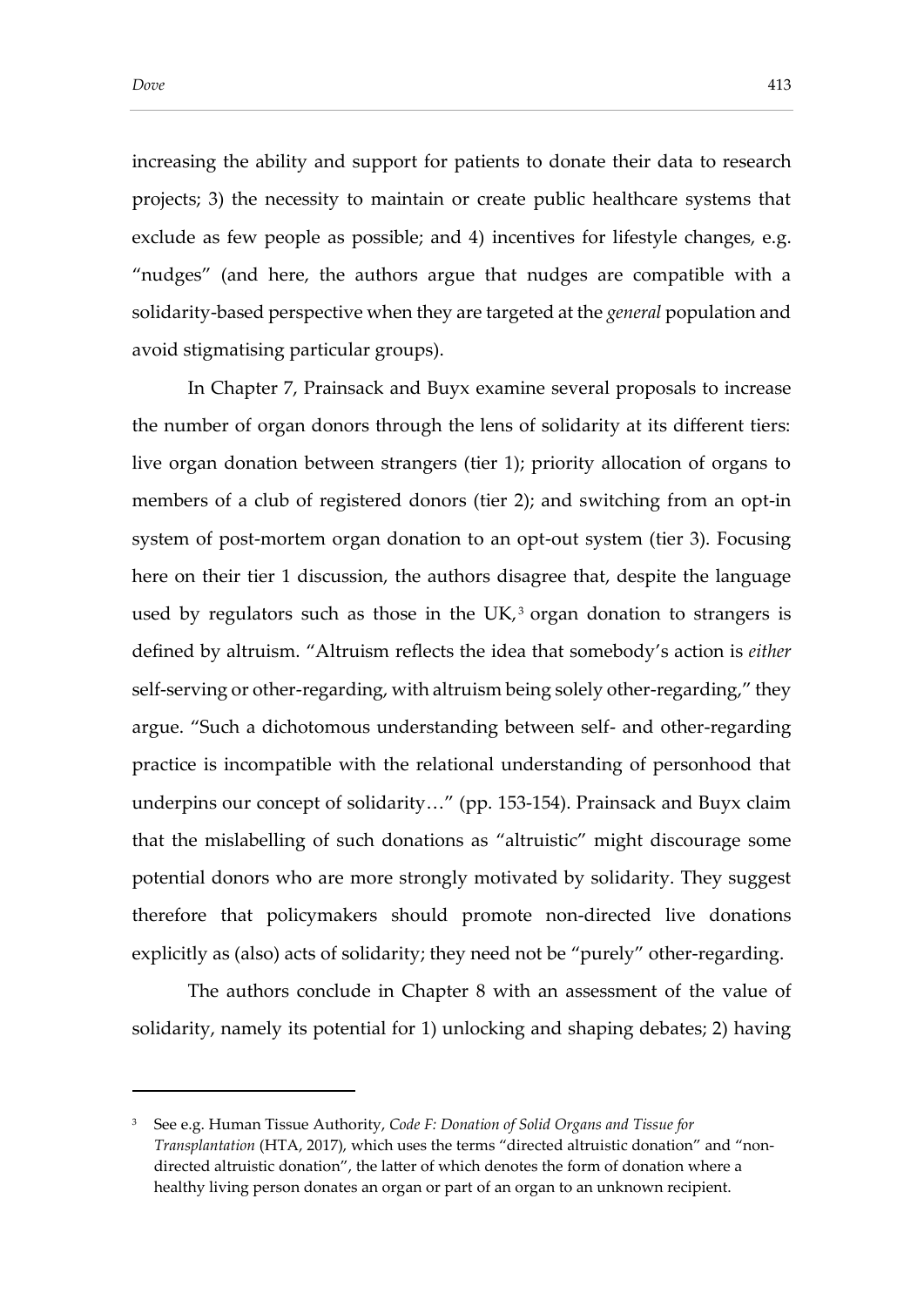increasing the ability and support for patients to donate their data to research projects; 3) the necessity to maintain or create public healthcare systems that exclude as few people as possible; and 4) incentives for lifestyle changes, e.g. "nudges" (and here, the authors argue that nudges are compatible with a solidarity-based perspective when they are targeted at the *general* population and avoid stigmatising particular groups).

In Chapter 7, Prainsack and Buyx examine several proposals to increase the number of organ donors through the lens of solidarity at its different tiers: live organ donation between strangers (tier 1); priority allocation of organs to members of a club of registered donors (tier 2); and switching from an opt-in system of post-mortem organ donation to an opt-out system (tier 3). Focusing here on their tier 1 discussion, the authors disagree that, despite the language used by regulators such as those in the UK,[3] organ donation to strangers is defined by altruism. "Altruism reflects the idea that somebody's action is *either* self-serving or other-regarding, with altruism being solely other-regarding," they argue. "Such a dichotomous understanding between self- and other-regarding practice is incompatible with the relational understanding of personhood that underpins our concept of solidarity…" (pp. 153-154). Prainsack and Buyx claim that the mislabelling of such donations as "altruistic" might discourage some potential donors who are more strongly motivated by solidarity. They suggest therefore that policymakers should promote non-directed live donations explicitly as (also) acts of solidarity; they need not be "purely" other-regarding.

The authors conclude in Chapter 8 with an assessment of the value of solidarity, namely its potential for 1) unlocking and shaping debates; 2) having

---

[3] See e.g. Human Tissue Authority, *Code F: Donation of Solid Organs and Tissue for Transplantation* (HTA, 2017), which uses the terms "directed altruistic donation" and "non-directed altruistic donation", the latter of which denotes the form of donation where a healthy living person donates an organ or part of an organ to an unknown recipient.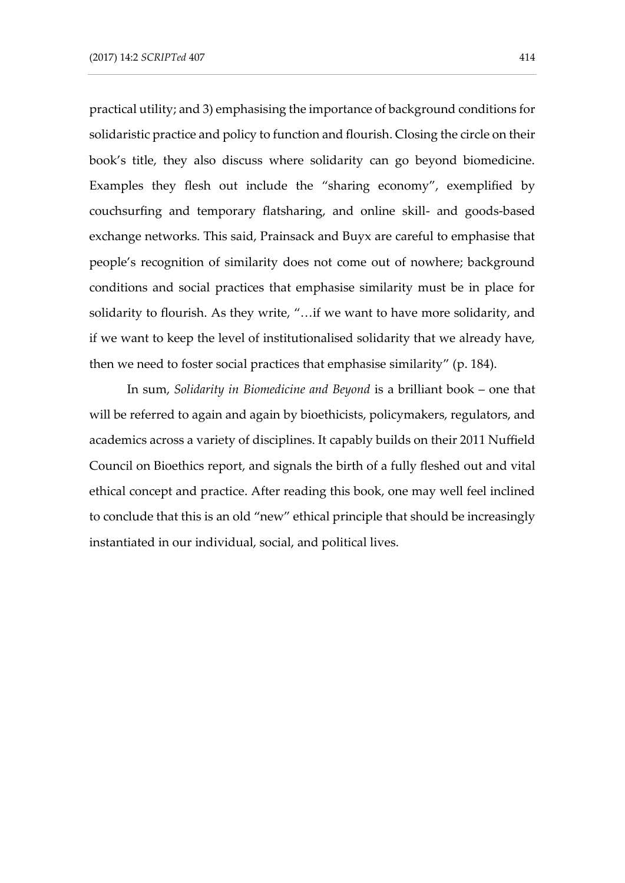practical utility; and 3) emphasising the importance of background conditions for solidaristic practice and policy to function and flourish. Closing the circle on their book's title, they also discuss where solidarity can go beyond biomedicine. Examples they flesh out include the "sharing economy", exemplified by couchsurfing and temporary flatsharing, and online skill- and goods-based exchange networks. This said, Prainsack and Buyx are careful to emphasise that people's recognition of similarity does not come out of nowhere; background conditions and social practices that emphasise similarity must be in place for solidarity to flourish. As they write, "…if we want to have more solidarity, and if we want to keep the level of institutionalised solidarity that we already have, then we need to foster social practices that emphasise similarity" (p. 184).

In sum, *Solidarity in Biomedicine and Beyond* is a brilliant book – one that will be referred to again and again by bioethicists, policymakers, regulators, and academics across a variety of disciplines. It capably builds on their 2011 Nuffield Council on Bioethics report, and signals the birth of a fully fleshed out and vital ethical concept and practice. After reading this book, one may well feel inclined to conclude that this is an old "new" ethical principle that should be increasingly instantiated in our individual, social, and political lives.